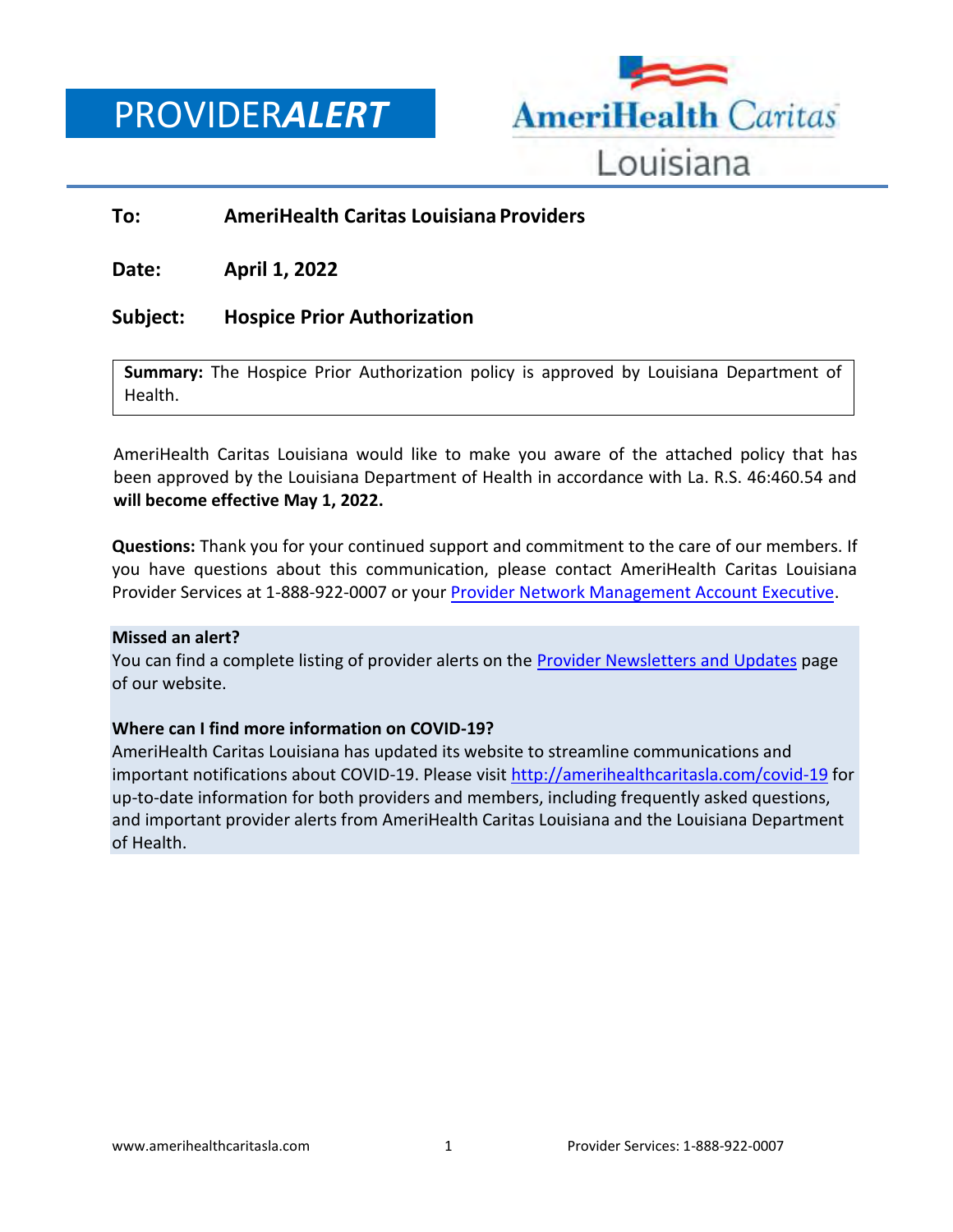# PROVIDER*ALERT*

AmeriHealth Caritas Louisiana

**To:** **AmeriHealth Caritas Louisiana Providers**

**Date:** **April 1, 2022**

**Subject:** **Hospice Prior Authorization**

**Summary:** The Hospice Prior Authorization policy is approved by Louisiana Department of Health.

AmeriHealth Caritas Louisiana would like to make you aware of the attached policy that has been approved by the Louisiana Department of Health in accordance with La. R.S. 46:460.54 and **will become effective May 1, 2022.**

**Questions:** Thank you for your continued support and commitment to the care of our members. If you have questions about this communication, please contact AmeriHealth Caritas Louisiana Provider Services at 1-888-922-0007 or your Provider Network Management Account Executive.

**Missed an alert?**
You can find a complete listing of provider alerts on the Provider Newsletters and Updates page of our website.

**Where can I find more information on COVID-19?**
AmeriHealth Caritas Louisiana has updated its website to streamline communications and important notifications about COVID-19. Please visit http://amerihealthcaritasla.com/covid-19 for up-to-date information for both providers and members, including frequently asked questions, and important provider alerts from AmeriHealth Caritas Louisiana and the Louisiana Department of Health.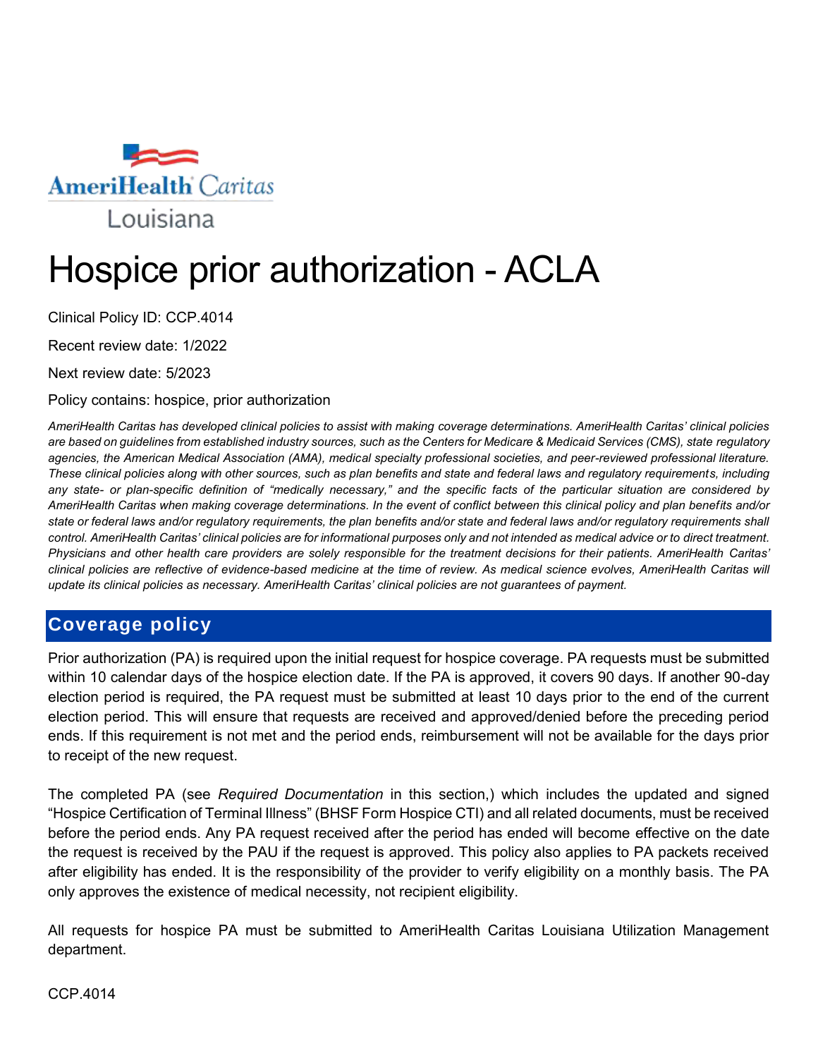# Hospice prior authorization - ACLA

Clinical Policy ID: CCP.4014

Recent review date: 1/2022

Next review date: 5/2023

Policy contains: hospice, prior authorization

*AmeriHealth Caritas has developed clinical policies to assist with making coverage determinations. AmeriHealth Caritas' clinical policies are based on guidelines from established industry sources, such as the Centers for Medicare & Medicaid Services (CMS), state regulatory agencies, the American Medical Association (AMA), medical specialty professional societies, and peer-reviewed professional literature. These clinical policies along with other sources, such as plan benefits and state and federal laws and regulatory requirements, including any state- or plan-specific definition of "medically necessary," and the specific facts of the particular situation are considered by AmeriHealth Caritas when making coverage determinations. In the event of conflict between this clinical policy and plan benefits and/or state or federal laws and/or regulatory requirements, the plan benefits and/or state and federal laws and/or regulatory requirements shall control. AmeriHealth Caritas' clinical policies are for informational purposes only and not intended as medical advice or to direct treatment. Physicians and other health care providers are solely responsible for the treatment decisions for their patients. AmeriHealth Caritas' clinical policies are reflective of evidence-based medicine at the time of review. As medical science evolves, AmeriHealth Caritas will update its clinical policies as necessary. AmeriHealth Caritas' clinical policies are not guarantees of payment.*

## Coverage policy

Prior authorization (PA) is required upon the initial request for hospice coverage. PA requests must be submitted within 10 calendar days of the hospice election date. If the PA is approved, it covers 90 days. If another 90-day election period is required, the PA request must be submitted at least 10 days prior to the end of the current election period. This will ensure that requests are received and approved/denied before the preceding period ends. If this requirement is not met and the period ends, reimbursement will not be available for the days prior to receipt of the new request.

The completed PA (see *Required Documentation* in this section,) which includes the updated and signed "Hospice Certification of Terminal Illness" (BHSF Form Hospice CTI) and all related documents, must be received before the period ends. Any PA request received after the period has ended will become effective on the date the request is received by the PAU if the request is approved. This policy also applies to PA packets received after eligibility has ended. It is the responsibility of the provider to verify eligibility on a monthly basis. The PA only approves the existence of medical necessity, not recipient eligibility.

All requests for hospice PA must be submitted to AmeriHealth Caritas Louisiana Utilization Management department.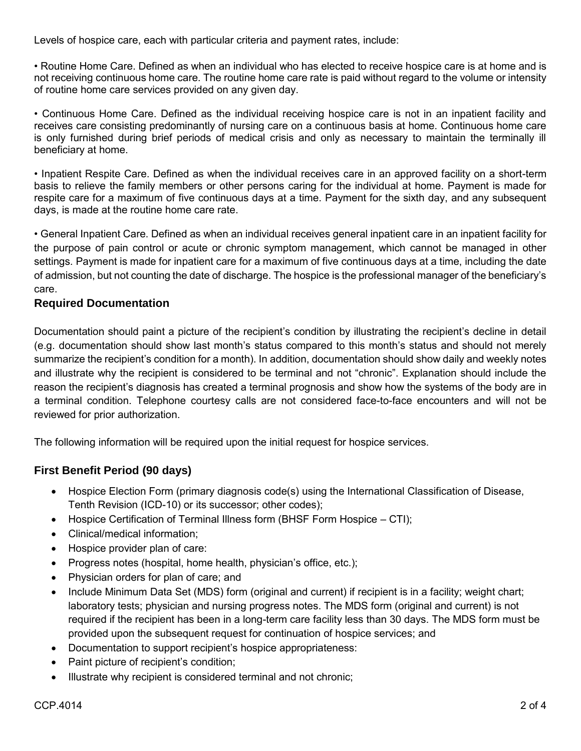Levels of hospice care, each with particular criteria and payment rates, include:

• Routine Home Care. Defined as when an individual who has elected to receive hospice care is at home and is not receiving continuous home care. The routine home care rate is paid without regard to the volume or intensity of routine home care services provided on any given day.

• Continuous Home Care. Defined as the individual receiving hospice care is not in an inpatient facility and receives care consisting predominantly of nursing care on a continuous basis at home. Continuous home care is only furnished during brief periods of medical crisis and only as necessary to maintain the terminally ill beneficiary at home.

• Inpatient Respite Care. Defined as when the individual receives care in an approved facility on a short-term basis to relieve the family members or other persons caring for the individual at home. Payment is made for respite care for a maximum of five continuous days at a time. Payment for the sixth day, and any subsequent days, is made at the routine home care rate.

• General Inpatient Care. Defined as when an individual receives general inpatient care in an inpatient facility for the purpose of pain control or acute or chronic symptom management, which cannot be managed in other settings. Payment is made for inpatient care for a maximum of five continuous days at a time, including the date of admission, but not counting the date of discharge. The hospice is the professional manager of the beneficiary's care.

### Required Documentation

Documentation should paint a picture of the recipient's condition by illustrating the recipient's decline in detail (e.g. documentation should show last month's status compared to this month's status and should not merely summarize the recipient's condition for a month). In addition, documentation should show daily and weekly notes and illustrate why the recipient is considered to be terminal and not "chronic". Explanation should include the reason the recipient's diagnosis has created a terminal prognosis and show how the systems of the body are in a terminal condition. Telephone courtesy calls are not considered face-to-face encounters and will not be reviewed for prior authorization.

The following information will be required upon the initial request for hospice services.

### First Benefit Period (90 days)

- Hospice Election Form (primary diagnosis code(s) using the International Classification of Disease, Tenth Revision (ICD-10) or its successor; other codes);
- Hospice Certification of Terminal Illness form (BHSF Form Hospice – CTI);
- Clinical/medical information;
- Hospice provider plan of care:
- Progress notes (hospital, home health, physician's office, etc.);
- Physician orders for plan of care; and
- Include Minimum Data Set (MDS) form (original and current) if recipient is in a facility; weight chart; laboratory tests; physician and nursing progress notes. The MDS form (original and current) is not required if the recipient has been in a long-term care facility less than 30 days. The MDS form must be provided upon the subsequent request for continuation of hospice services; and
- Documentation to support recipient's hospice appropriateness:
- Paint picture of recipient's condition;
- Illustrate why recipient is considered terminal and not chronic;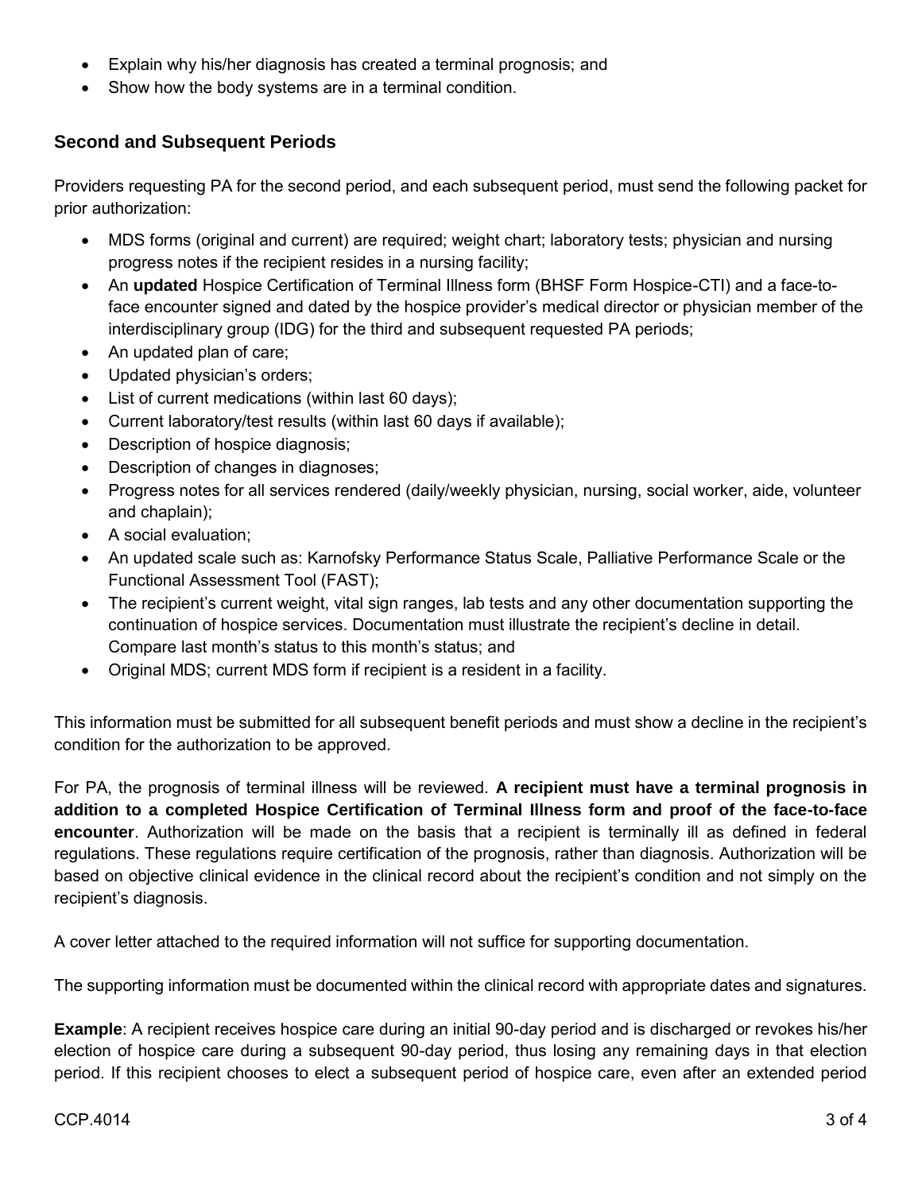- Explain why his/her diagnosis has created a terminal prognosis; and
- Show how the body systems are in a terminal condition.

### Second and Subsequent Periods

Providers requesting PA for the second period, and each subsequent period, must send the following packet for prior authorization:

- MDS forms (original and current) are required; weight chart; laboratory tests; physician and nursing progress notes if the recipient resides in a nursing facility;
- An **updated** Hospice Certification of Terminal Illness form (BHSF Form Hospice-CTI) and a face-to-face encounter signed and dated by the hospice provider's medical director or physician member of the interdisciplinary group (IDG) for the third and subsequent requested PA periods;
- An updated plan of care;
- Updated physician's orders;
- List of current medications (within last 60 days);
- Current laboratory/test results (within last 60 days if available);
- Description of hospice diagnosis;
- Description of changes in diagnoses;
- Progress notes for all services rendered (daily/weekly physician, nursing, social worker, aide, volunteer and chaplain);
- A social evaluation;
- An updated scale such as: Karnofsky Performance Status Scale, Palliative Performance Scale or the Functional Assessment Tool (FAST);
- The recipient's current weight, vital sign ranges, lab tests and any other documentation supporting the continuation of hospice services. Documentation must illustrate the recipient's decline in detail. Compare last month's status to this month's status; and
- Original MDS; current MDS form if recipient is a resident in a facility.

This information must be submitted for all subsequent benefit periods and must show a decline in the recipient's condition for the authorization to be approved.

For PA, the prognosis of terminal illness will be reviewed. **A recipient must have a terminal prognosis in addition to a completed Hospice Certification of Terminal Illness form and proof of the face-to-face encounter**. Authorization will be made on the basis that a recipient is terminally ill as defined in federal regulations. These regulations require certification of the prognosis, rather than diagnosis. Authorization will be based on objective clinical evidence in the clinical record about the recipient's condition and not simply on the recipient's diagnosis.

A cover letter attached to the required information will not suffice for supporting documentation.

The supporting information must be documented within the clinical record with appropriate dates and signatures.

**Example**: A recipient receives hospice care during an initial 90-day period and is discharged or revokes his/her election of hospice care during a subsequent 90-day period, thus losing any remaining days in that election period. If this recipient chooses to elect a subsequent period of hospice care, even after an extended period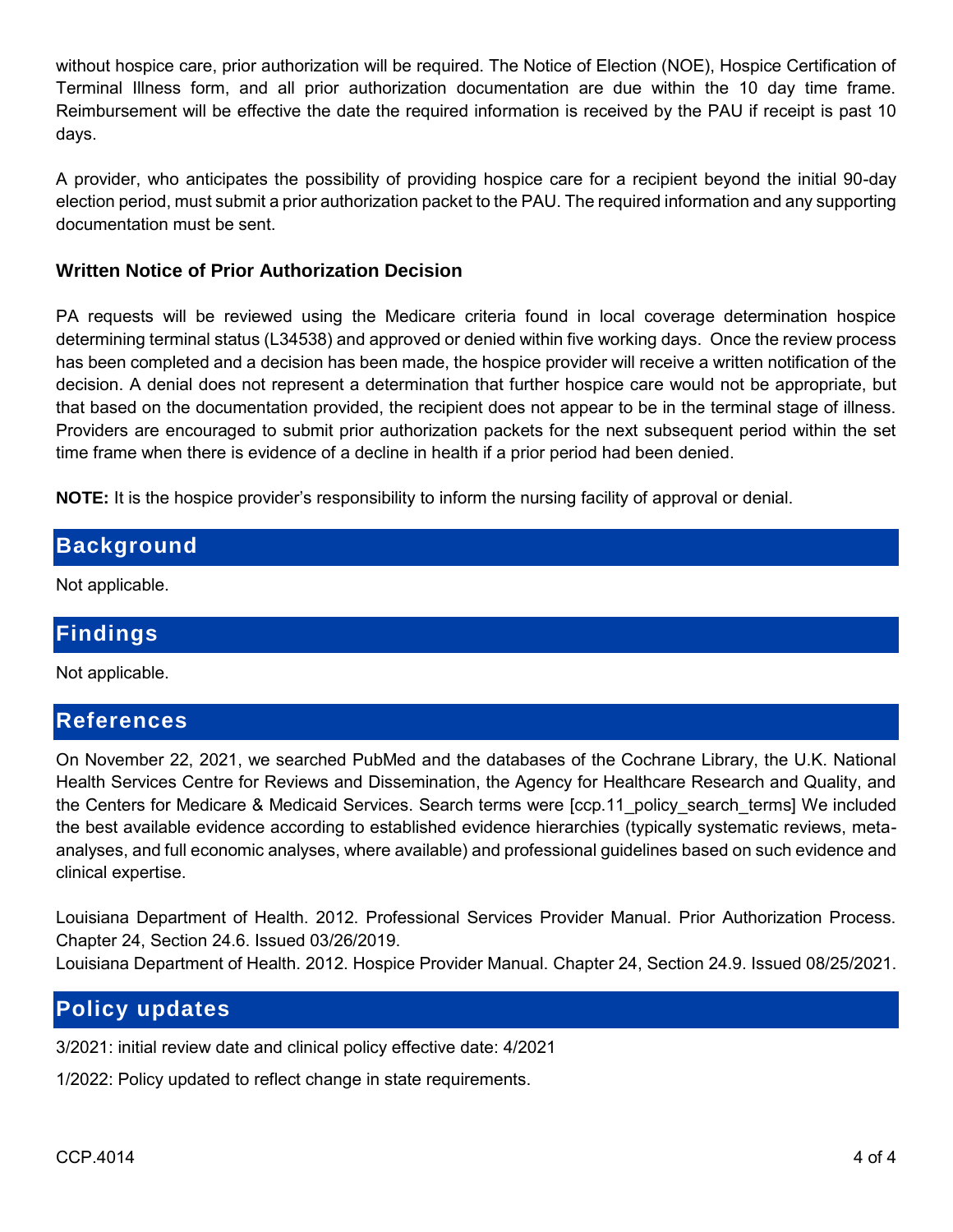without hospice care, prior authorization will be required. The Notice of Election (NOE), Hospice Certification of Terminal Illness form, and all prior authorization documentation are due within the 10 day time frame. Reimbursement will be effective the date the required information is received by the PAU if receipt is past 10 days.

A provider, who anticipates the possibility of providing hospice care for a recipient beyond the initial 90-day election period, must submit a prior authorization packet to the PAU. The required information and any supporting documentation must be sent.

### Written Notice of Prior Authorization Decision

PA requests will be reviewed using the Medicare criteria found in local coverage determination hospice determining terminal status (L34538) and approved or denied within five working days. Once the review process has been completed and a decision has been made, the hospice provider will receive a written notification of the decision. A denial does not represent a determination that further hospice care would not be appropriate, but that based on the documentation provided, the recipient does not appear to be in the terminal stage of illness. Providers are encouraged to submit prior authorization packets for the next subsequent period within the set time frame when there is evidence of a decline in health if a prior period had been denied.

**NOTE:** It is the hospice provider's responsibility to inform the nursing facility of approval or denial.

## Background

Not applicable.

## Findings

Not applicable.

## References

On November 22, 2021, we searched PubMed and the databases of the Cochrane Library, the U.K. National Health Services Centre for Reviews and Dissemination, the Agency for Healthcare Research and Quality, and the Centers for Medicare & Medicaid Services. Search terms were [ccp.11_policy_search_terms] We included the best available evidence according to established evidence hierarchies (typically systematic reviews, meta-analyses, and full economic analyses, where available) and professional guidelines based on such evidence and clinical expertise.

Louisiana Department of Health. 2012. Professional Services Provider Manual. Prior Authorization Process. Chapter 24, Section 24.6. Issued 03/26/2019.

Louisiana Department of Health. 2012. Hospice Provider Manual. Chapter 24, Section 24.9. Issued 08/25/2021.

## Policy updates

3/2021: initial review date and clinical policy effective date: 4/2021

1/2022: Policy updated to reflect change in state requirements.